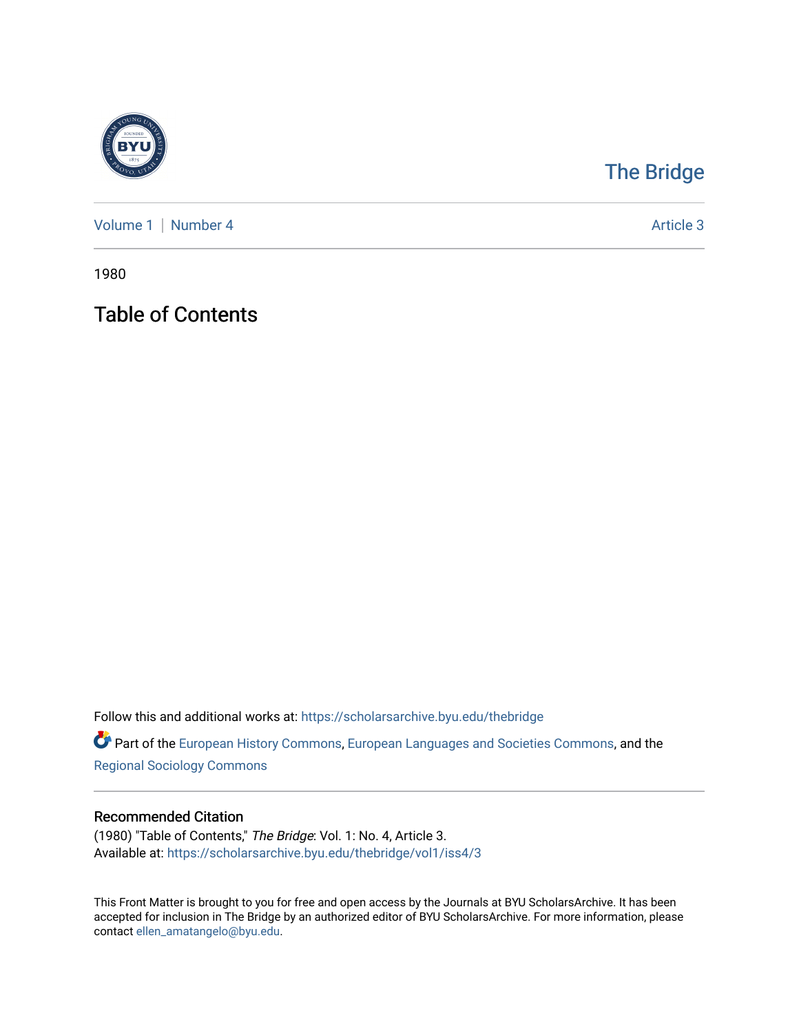The Bridge

Volume 1 | Number 4 — Article 3

1980

# Table of Contents

Follow this and additional works at: https://scholarsarchive.byu.edu/thebridge

Part of the European History Commons, European Languages and Societies Commons, and the Regional Sociology Commons

## Recommended Citation

(1980) "Table of Contents," *The Bridge*: Vol. 1: No. 4, Article 3.
Available at: https://scholarsarchive.byu.edu/thebridge/vol1/iss4/3

This Front Matter is brought to you for free and open access by the Journals at BYU ScholarsArchive. It has been accepted for inclusion in The Bridge by an authorized editor of BYU ScholarsArchive. For more information, please contact ellen_amatangelo@byu.edu.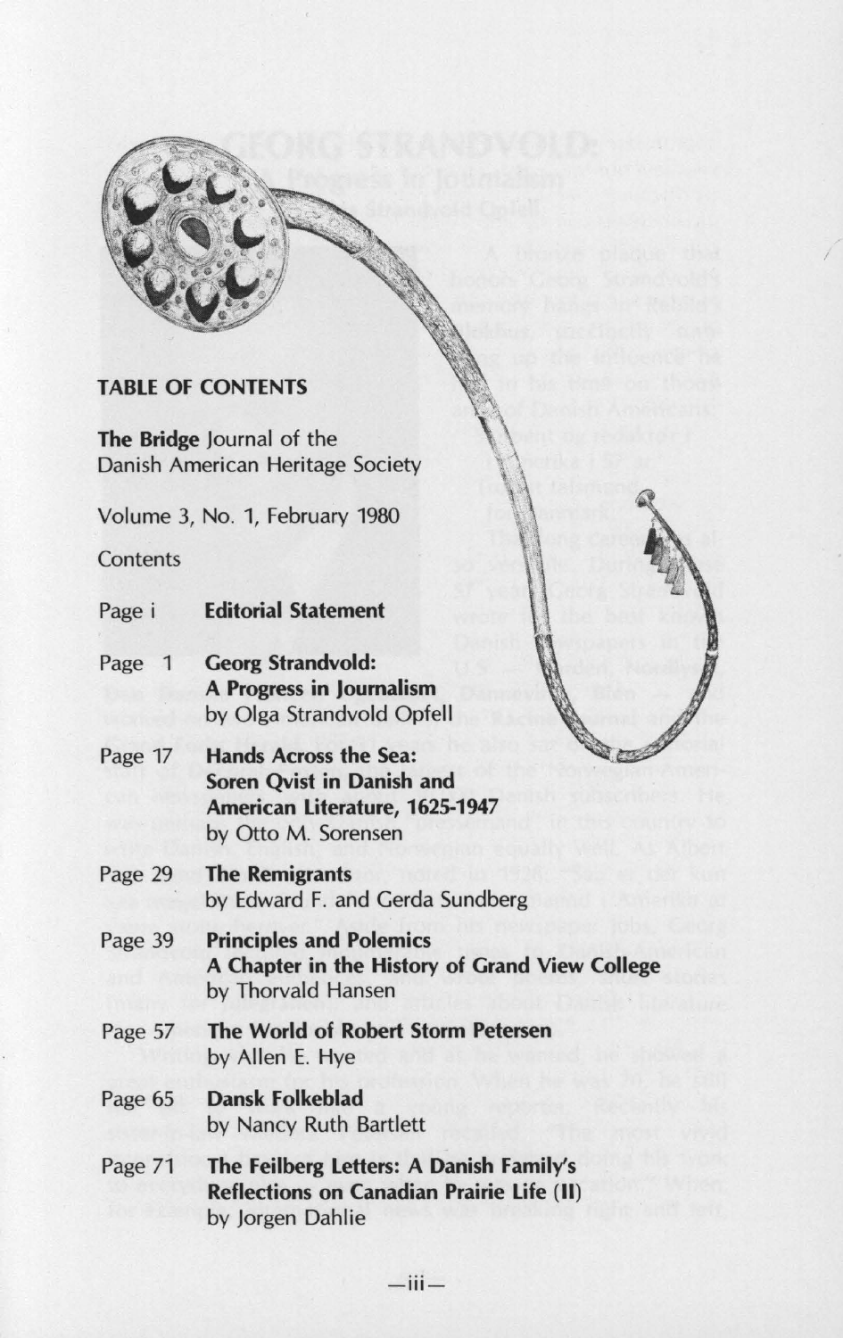## TABLE OF CONTENTS

**The Bridge** Journal of the Danish American Heritage Society

Volume 3, No. 1, February 1980

Contents

Page i **Editorial Statement**

Page 1 **Georg Strandvold: A Progress in Journalism**
by Olga Strandvold Opfell

Page 17 **Hands Across the Sea: Soren Qvist in Danish and American Literature, 1625-1947**
by Otto M. Sorensen

Page 29 **The Remigrants**
by Edward F. and Gerda Sundberg

Page 39 **Principles and Polemics A Chapter in the History of Grand View College**
by Thorvald Hansen

Page 57 **The World of Robert Storm Petersen**
by Allen E. Hye

Page 65 **Dansk Folkeblad**
by Nancy Ruth Bartlett

Page 71 **The Feilberg Letters: A Danish Family's Reflections on Canadian Prairie Life (II)**
by Jorgen Dahlie